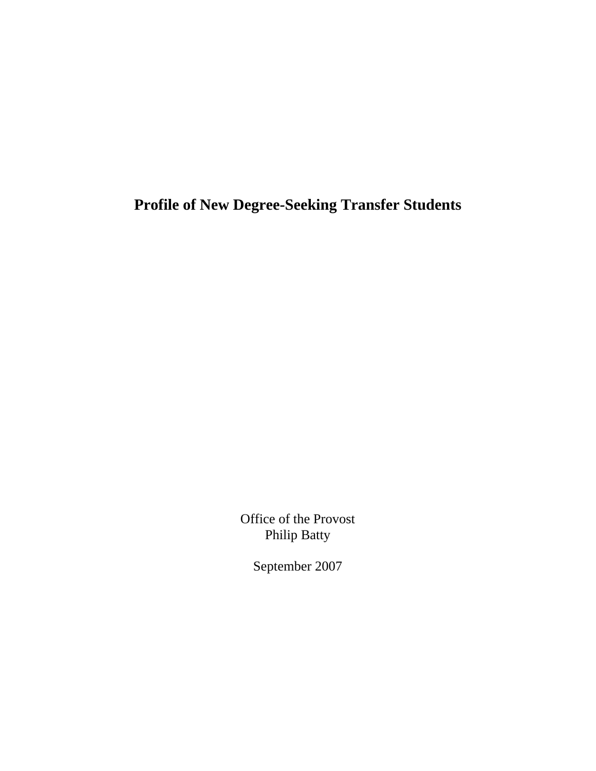# Profile of New Degree-Seeking Transfer Students

Office of the Provost
Philip Batty

September 2007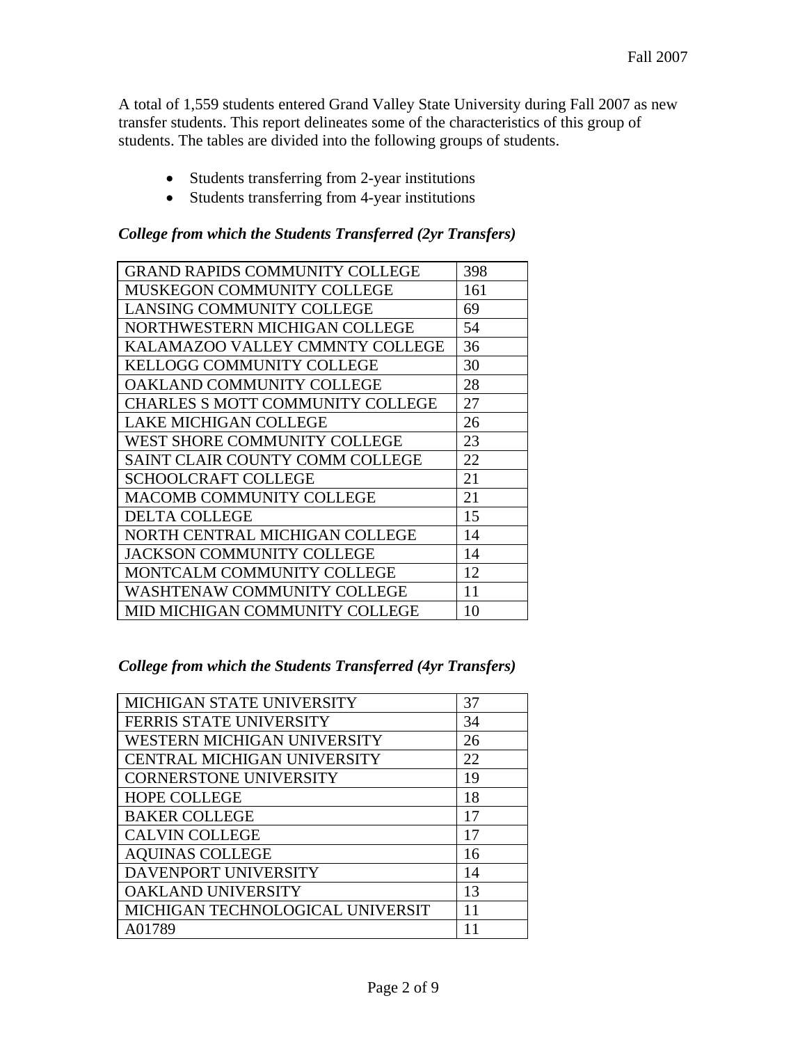A total of 1,559 students entered Grand Valley State University during Fall 2007 as new transfer students. This report delineates some of the characteristics of this group of students. The tables are divided into the following groups of students.

- Students transferring from 2-year institutions
- Students transferring from 4-year institutions

***College from which the Students Transferred (2yr Transfers)***

| | |
|---|---|
| GRAND RAPIDS COMMUNITY COLLEGE | 398 |
| MUSKEGON COMMUNITY COLLEGE | 161 |
| LANSING COMMUNITY COLLEGE | 69 |
| NORTHWESTERN MICHIGAN COLLEGE | 54 |
| KALAMAZOO VALLEY CMMNTY COLLEGE | 36 |
| KELLOGG COMMUNITY COLLEGE | 30 |
| OAKLAND COMMUNITY COLLEGE | 28 |
| CHARLES S MOTT COMMUNITY COLLEGE | 27 |
| LAKE MICHIGAN COLLEGE | 26 |
| WEST SHORE COMMUNITY COLLEGE | 23 |
| SAINT CLAIR COUNTY COMM COLLEGE | 22 |
| SCHOOLCRAFT COLLEGE | 21 |
| MACOMB COMMUNITY COLLEGE | 21 |
| DELTA COLLEGE | 15 |
| NORTH CENTRAL MICHIGAN COLLEGE | 14 |
| JACKSON COMMUNITY COLLEGE | 14 |
| MONTCALM COMMUNITY COLLEGE | 12 |
| WASHTENAW COMMUNITY COLLEGE | 11 |
| MID MICHIGAN COMMUNITY COLLEGE | 10 |

***College from which the Students Transferred (4yr Transfers)***

| | |
|---|---|
| MICHIGAN STATE UNIVERSITY | 37 |
| FERRIS STATE UNIVERSITY | 34 |
| WESTERN MICHIGAN UNIVERSITY | 26 |
| CENTRAL MICHIGAN UNIVERSITY | 22 |
| CORNERSTONE UNIVERSITY | 19 |
| HOPE COLLEGE | 18 |
| BAKER COLLEGE | 17 |
| CALVIN COLLEGE | 17 |
| AQUINAS COLLEGE | 16 |
| DAVENPORT UNIVERSITY | 14 |
| OAKLAND UNIVERSITY | 13 |
| MICHIGAN TECHNOLOGICAL UNIVERSIT | 11 |
| A01789 | 11 |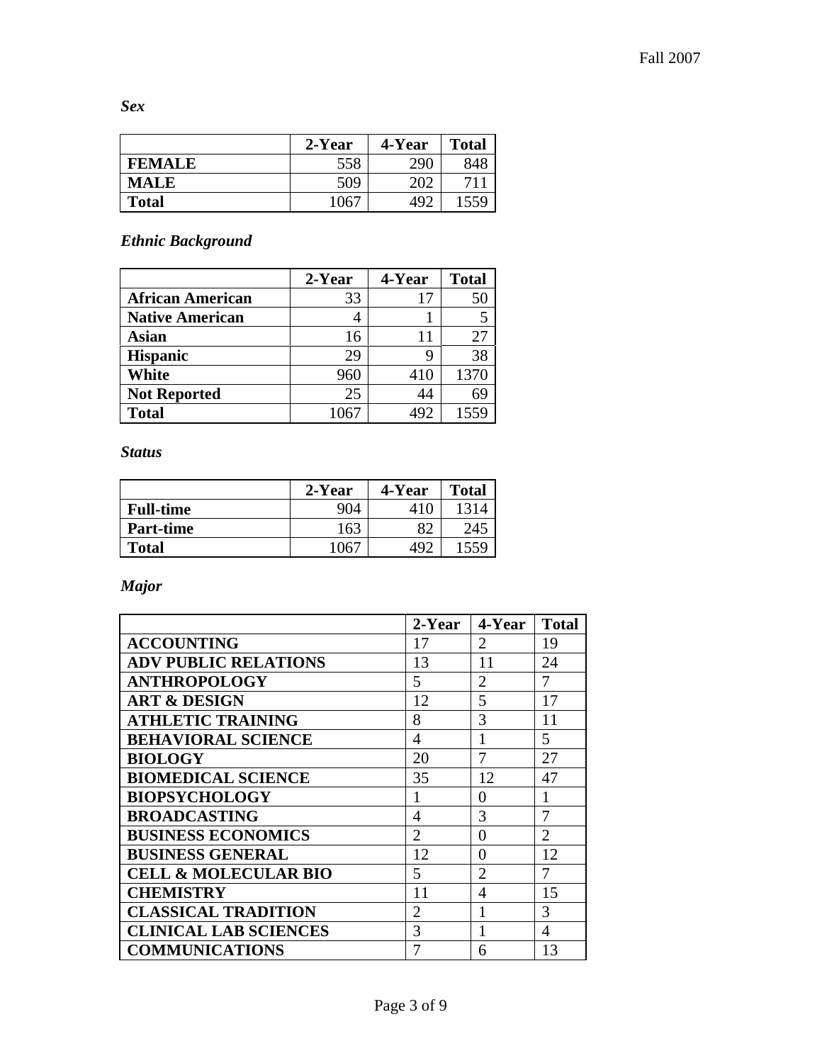*Sex*

| | 2-Year | 4-Year | Total |
|---|---|---|---|
| FEMALE | 558 | 290 | 848 |
| MALE | 509 | 202 | 711 |
| Total | 1067 | 492 | 1559 |

*Ethnic Background*

| | 2-Year | 4-Year | Total |
|---|---|---|---|
| African American | 33 | 17 | 50 |
| Native American | 4 | 1 | 5 |
| Asian | 16 | 11 | 27 |
| Hispanic | 29 | 9 | 38 |
| White | 960 | 410 | 1370 |
| Not Reported | 25 | 44 | 69 |
| Total | 1067 | 492 | 1559 |

*Status*

| | 2-Year | 4-Year | Total |
|---|---|---|---|
| Full-time | 904 | 410 | 1314 |
| Part-time | 163 | 82 | 245 |
| Total | 1067 | 492 | 1559 |

*Major*

| | 2-Year | 4-Year | Total |
|---|---|---|---|
| ACCOUNTING | 17 | 2 | 19 |
| ADV PUBLIC RELATIONS | 13 | 11 | 24 |
| ANTHROPOLOGY | 5 | 2 | 7 |
| ART & DESIGN | 12 | 5 | 17 |
| ATHLETIC TRAINING | 8 | 3 | 11 |
| BEHAVIORAL SCIENCE | 4 | 1 | 5 |
| BIOLOGY | 20 | 7 | 27 |
| BIOMEDICAL SCIENCE | 35 | 12 | 47 |
| BIOPSYCHOLOGY | 1 | 0 | 1 |
| BROADCASTING | 4 | 3 | 7 |
| BUSINESS ECONOMICS | 2 | 0 | 2 |
| BUSINESS GENERAL | 12 | 0 | 12 |
| CELL & MOLECULAR BIO | 5 | 2 | 7 |
| CHEMISTRY | 11 | 4 | 15 |
| CLASSICAL TRADITION | 2 | 1 | 3 |
| CLINICAL LAB SCIENCES | 3 | 1 | 4 |
| COMMUNICATIONS | 7 | 6 | 13 |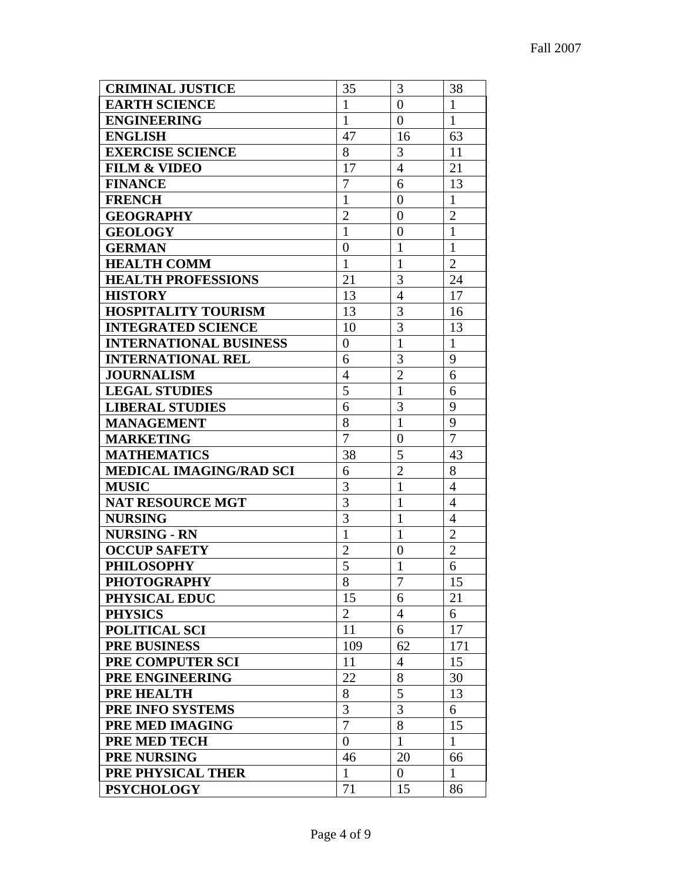| | | | |
|---|---|---|---|
| **CRIMINAL JUSTICE** | 35 | 3 | 38 |
| **EARTH SCIENCE** | 1 | 0 | 1 |
| **ENGINEERING** | 1 | 0 | 1 |
| **ENGLISH** | 47 | 16 | 63 |
| **EXERCISE SCIENCE** | 8 | 3 | 11 |
| **FILM & VIDEO** | 17 | 4 | 21 |
| **FINANCE** | 7 | 6 | 13 |
| **FRENCH** | 1 | 0 | 1 |
| **GEOGRAPHY** | 2 | 0 | 2 |
| **GEOLOGY** | 1 | 0 | 1 |
| **GERMAN** | 0 | 1 | 1 |
| **HEALTH COMM** | 1 | 1 | 2 |
| **HEALTH PROFESSIONS** | 21 | 3 | 24 |
| **HISTORY** | 13 | 4 | 17 |
| **HOSPITALITY TOURISM** | 13 | 3 | 16 |
| **INTEGRATED SCIENCE** | 10 | 3 | 13 |
| **INTERNATIONAL BUSINESS** | 0 | 1 | 1 |
| **INTERNATIONAL REL** | 6 | 3 | 9 |
| **JOURNALISM** | 4 | 2 | 6 |
| **LEGAL STUDIES** | 5 | 1 | 6 |
| **LIBERAL STUDIES** | 6 | 3 | 9 |
| **MANAGEMENT** | 8 | 1 | 9 |
| **MARKETING** | 7 | 0 | 7 |
| **MATHEMATICS** | 38 | 5 | 43 |
| **MEDICAL IMAGING/RAD SCI** | 6 | 2 | 8 |
| **MUSIC** | 3 | 1 | 4 |
| **NAT RESOURCE MGT** | 3 | 1 | 4 |
| **NURSING** | 3 | 1 | 4 |
| **NURSING - RN** | 1 | 1 | 2 |
| **OCCUP SAFETY** | 2 | 0 | 2 |
| **PHILOSOPHY** | 5 | 1 | 6 |
| **PHOTOGRAPHY** | 8 | 7 | 15 |
| **PHYSICAL EDUC** | 15 | 6 | 21 |
| **PHYSICS** | 2 | 4 | 6 |
| **POLITICAL SCI** | 11 | 6 | 17 |
| **PRE BUSINESS** | 109 | 62 | 171 |
| **PRE COMPUTER SCI** | 11 | 4 | 15 |
| **PRE ENGINEERING** | 22 | 8 | 30 |
| **PRE HEALTH** | 8 | 5 | 13 |
| **PRE INFO SYSTEMS** | 3 | 3 | 6 |
| **PRE MED IMAGING** | 7 | 8 | 15 |
| **PRE MED TECH** | 0 | 1 | 1 |
| **PRE NURSING** | 46 | 20 | 66 |
| **PRE PHYSICAL THER** | 1 | 0 | 1 |
| **PSYCHOLOGY** | 71 | 15 | 86 |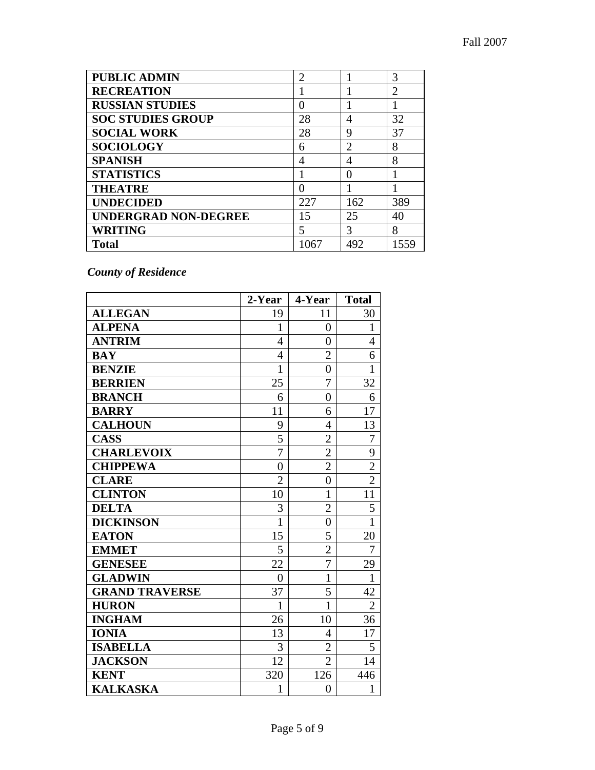| PUBLIC ADMIN | 2 | 1 | 3 |
|---|---|---|---|
| RECREATION | 1 | 1 | 2 |
| RUSSIAN STUDIES | 0 | 1 | 1 |
| SOC STUDIES GROUP | 28 | 4 | 32 |
| SOCIAL WORK | 28 | 9 | 37 |
| SOCIOLOGY | 6 | 2 | 8 |
| SPANISH | 4 | 4 | 8 |
| STATISTICS | 1 | 0 | 1 |
| THEATRE | 0 | 1 | 1 |
| UNDECIDED | 227 | 162 | 389 |
| UNDERGRAD NON-DEGREE | 15 | 25 | 40 |
| WRITING | 5 | 3 | 8 |
| **Total** | 1067 | 492 | 1559 |

***County of Residence***

| | 2-Year | 4-Year | Total |
|---|---|---|---|
| **ALLEGAN** | 19 | 11 | 30 |
| **ALPENA** | 1 | 0 | 1 |
| **ANTRIM** | 4 | 0 | 4 |
| **BAY** | 4 | 2 | 6 |
| **BENZIE** | 1 | 0 | 1 |
| **BERRIEN** | 25 | 7 | 32 |
| **BRANCH** | 6 | 0 | 6 |
| **BARRY** | 11 | 6 | 17 |
| **CALHOUN** | 9 | 4 | 13 |
| **CASS** | 5 | 2 | 7 |
| **CHARLEVOIX** | 7 | 2 | 9 |
| **CHIPPEWA** | 0 | 2 | 2 |
| **CLARE** | 2 | 0 | 2 |
| **CLINTON** | 10 | 1 | 11 |
| **DELTA** | 3 | 2 | 5 |
| **DICKINSON** | 1 | 0 | 1 |
| **EATON** | 15 | 5 | 20 |
| **EMMET** | 5 | 2 | 7 |
| **GENESEE** | 22 | 7 | 29 |
| **GLADWIN** | 0 | 1 | 1 |
| **GRAND TRAVERSE** | 37 | 5 | 42 |
| **HURON** | 1 | 1 | 2 |
| **INGHAM** | 26 | 10 | 36 |
| **IONIA** | 13 | 4 | 17 |
| **ISABELLA** | 3 | 2 | 5 |
| **JACKSON** | 12 | 2 | 14 |
| **KENT** | 320 | 126 | 446 |
| **KALKASKA** | 1 | 0 | 1 |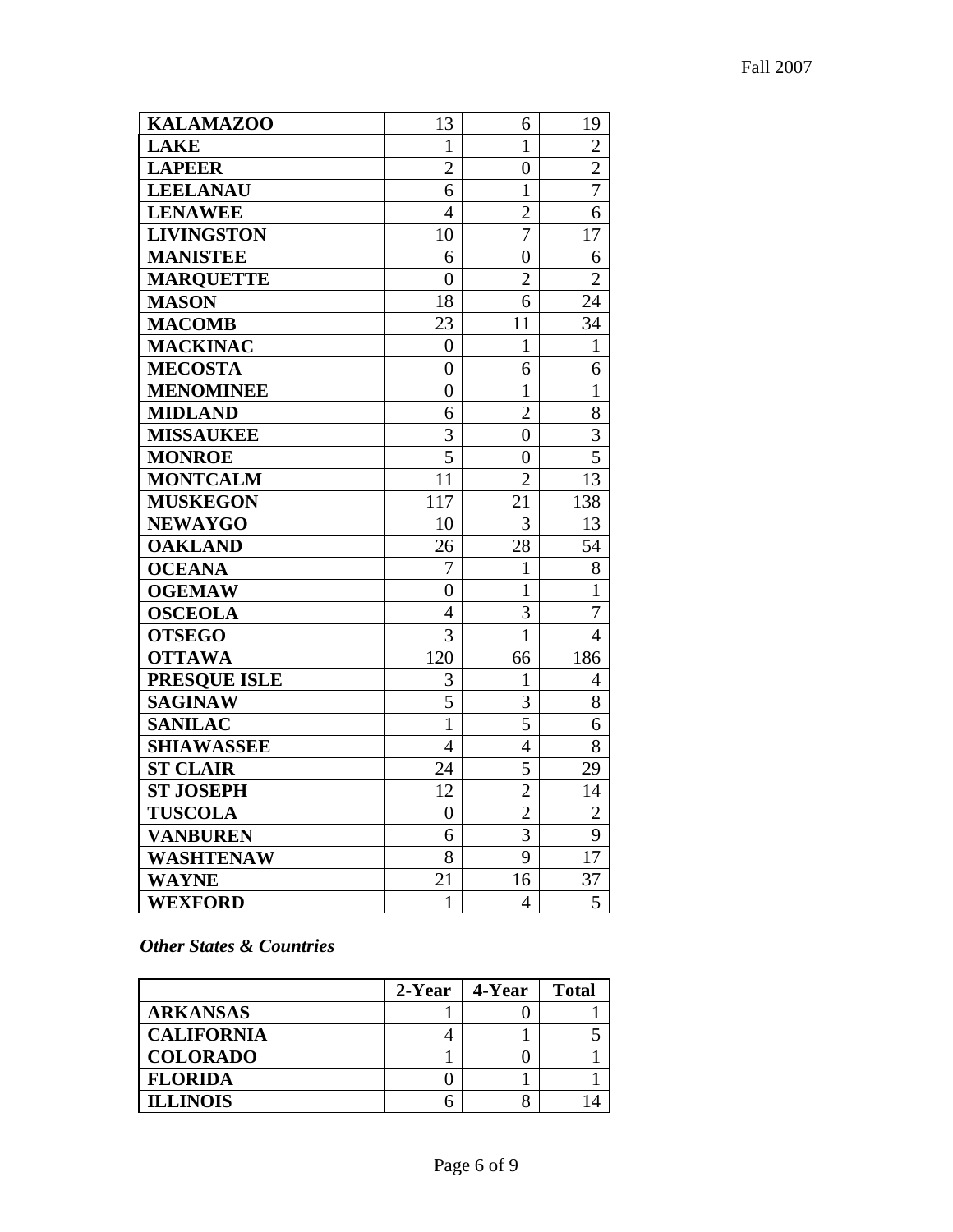| KALAMAZOO | 13 | 6 | 19 |
|---|---|---|---|
| **LAKE** | 1 | 1 | 2 |
| **LAPEER** | 2 | 0 | 2 |
| **LEELANAU** | 6 | 1 | 7 |
| **LENAWEE** | 4 | 2 | 6 |
| **LIVINGSTON** | 10 | 7 | 17 |
| **MANISTEE** | 6 | 0 | 6 |
| **MARQUETTE** | 0 | 2 | 2 |
| **MASON** | 18 | 6 | 24 |
| **MACOMB** | 23 | 11 | 34 |
| **MACKINAC** | 0 | 1 | 1 |
| **MECOSTA** | 0 | 6 | 6 |
| **MENOMINEE** | 0 | 1 | 1 |
| **MIDLAND** | 6 | 2 | 8 |
| **MISSAUKEE** | 3 | 0 | 3 |
| **MONROE** | 5 | 0 | 5 |
| **MONTCALM** | 11 | 2 | 13 |
| **MUSKEGON** | 117 | 21 | 138 |
| **NEWAYGO** | 10 | 3 | 13 |
| **OAKLAND** | 26 | 28 | 54 |
| **OCEANA** | 7 | 1 | 8 |
| **OGEMAW** | 0 | 1 | 1 |
| **OSCEOLA** | 4 | 3 | 7 |
| **OTSEGO** | 3 | 1 | 4 |
| **OTTAWA** | 120 | 66 | 186 |
| **PRESQUE ISLE** | 3 | 1 | 4 |
| **SAGINAW** | 5 | 3 | 8 |
| **SANILAC** | 1 | 5 | 6 |
| **SHIAWASSEE** | 4 | 4 | 8 |
| **ST CLAIR** | 24 | 5 | 29 |
| **ST JOSEPH** | 12 | 2 | 14 |
| **TUSCOLA** | 0 | 2 | 2 |
| **VANBUREN** | 6 | 3 | 9 |
| **WASHTENAW** | 8 | 9 | 17 |
| **WAYNE** | 21 | 16 | 37 |
| **WEXFORD** | 1 | 4 | 5 |

***Other States & Countries***

| | 2-Year | 4-Year | Total |
|---|---|---|---|
| **ARKANSAS** | 1 | 0 | 1 |
| **CALIFORNIA** | 4 | 1 | 5 |
| **COLORADO** | 1 | 0 | 1 |
| **FLORIDA** | 0 | 1 | 1 |
| **ILLINOIS** | 6 | 8 | 14 |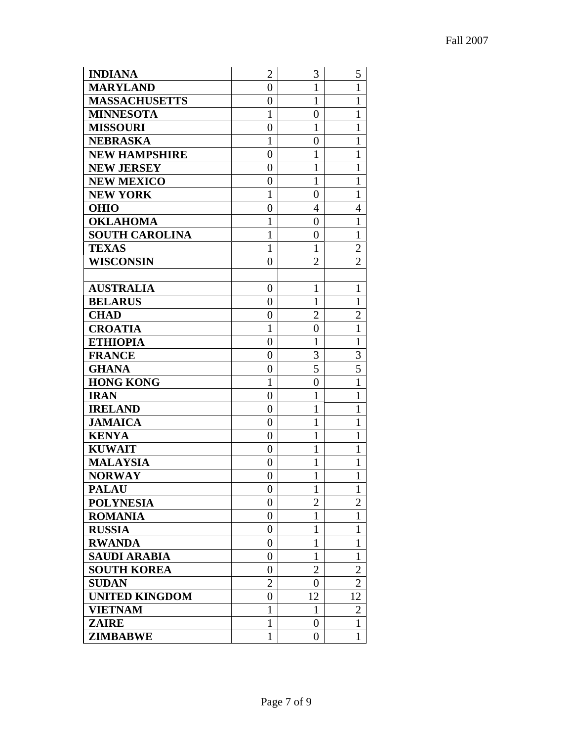| | | | |
|---|---|---|---|
| **INDIANA** | 2 | 3 | 5 |
| **MARYLAND** | 0 | 1 | 1 |
| **MASSACHUSETTS** | 0 | 1 | 1 |
| **MINNESOTA** | 1 | 0 | 1 |
| **MISSOURI** | 0 | 1 | 1 |
| **NEBRASKA** | 1 | 0 | 1 |
| **NEW HAMPSHIRE** | 0 | 1 | 1 |
| **NEW JERSEY** | 0 | 1 | 1 |
| **NEW MEXICO** | 0 | 1 | 1 |
| **NEW YORK** | 1 | 0 | 1 |
| **OHIO** | 0 | 4 | 4 |
| **OKLAHOMA** | 1 | 0 | 1 |
| **SOUTH CAROLINA** | 1 | 0 | 1 |
| **TEXAS** | 1 | 1 | 2 |
| **WISCONSIN** | 0 | 2 | 2 |
| | | | |
| **AUSTRALIA** | 0 | 1 | 1 |
| **BELARUS** | 0 | 1 | 1 |
| **CHAD** | 0 | 2 | 2 |
| **CROATIA** | 1 | 0 | 1 |
| **ETHIOPIA** | 0 | 1 | 1 |
| **FRANCE** | 0 | 3 | 3 |
| **GHANA** | 0 | 5 | 5 |
| **HONG KONG** | 1 | 0 | 1 |
| **IRAN** | 0 | 1 | 1 |
| **IRELAND** | 0 | 1 | 1 |
| **JAMAICA** | 0 | 1 | 1 |
| **KENYA** | 0 | 1 | 1 |
| **KUWAIT** | 0 | 1 | 1 |
| **MALAYSIA** | 0 | 1 | 1 |
| **NORWAY** | 0 | 1 | 1 |
| **PALAU** | 0 | 1 | 1 |
| **POLYNESIA** | 0 | 2 | 2 |
| **ROMANIA** | 0 | 1 | 1 |
| **RUSSIA** | 0 | 1 | 1 |
| **RWANDA** | 0 | 1 | 1 |
| **SAUDI ARABIA** | 0 | 1 | 1 |
| **SOUTH KOREA** | 0 | 2 | 2 |
| **SUDAN** | 2 | 0 | 2 |
| **UNITED KINGDOM** | 0 | 12 | 12 |
| **VIETNAM** | 1 | 1 | 2 |
| **ZAIRE** | 1 | 0 | 1 |
| **ZIMBABWE** | 1 | 0 | 1 |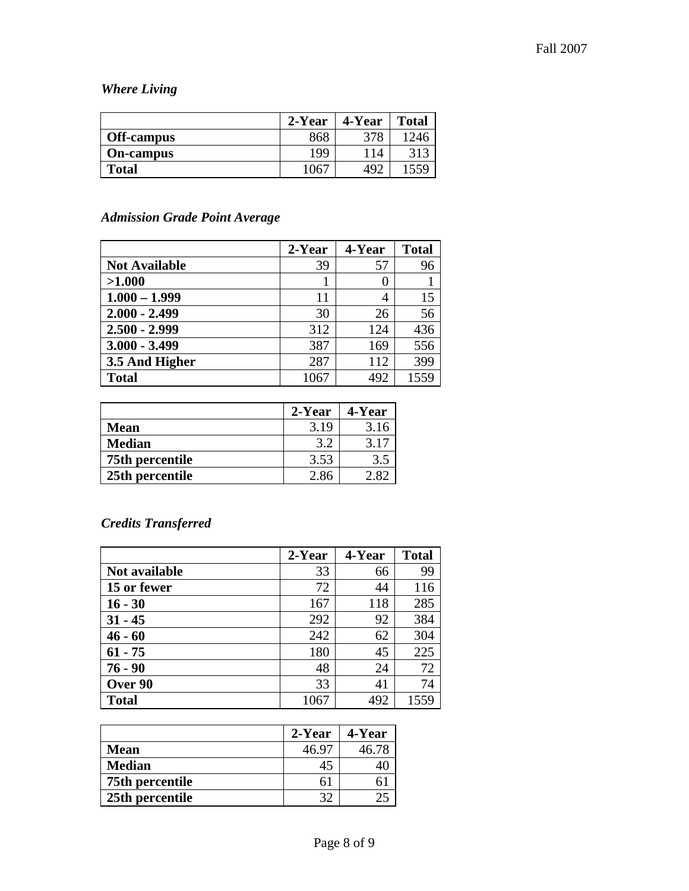### *Where Living*

| | 2-Year | 4-Year | Total |
|---|---|---|---|
| **Off-campus** | 868 | 378 | 1246 |
| **On-campus** | 199 | 114 | 313 |
| **Total** | 1067 | 492 | 1559 |

### *Admission Grade Point Average*

| | 2-Year | 4-Year | Total |
|---|---|---|---|
| **Not Available** | 39 | 57 | 96 |
| **>1.000** | 1 | 0 | 1 |
| **1.000 – 1.999** | 11 | 4 | 15 |
| **2.000 - 2.499** | 30 | 26 | 56 |
| **2.500 - 2.999** | 312 | 124 | 436 |
| **3.000 - 3.499** | 387 | 169 | 556 |
| **3.5 And Higher** | 287 | 112 | 399 |
| **Total** | 1067 | 492 | 1559 |

| | 2-Year | 4-Year |
|---|---|---|
| **Mean** | 3.19 | 3.16 |
| **Median** | 3.2 | 3.17 |
| **75th percentile** | 3.53 | 3.5 |
| **25th percentile** | 2.86 | 2.82 |

### *Credits Transferred*

| | 2-Year | 4-Year | Total |
|---|---|---|---|
| **Not available** | 33 | 66 | 99 |
| **15 or fewer** | 72 | 44 | 116 |
| **16 - 30** | 167 | 118 | 285 |
| **31 - 45** | 292 | 92 | 384 |
| **46 - 60** | 242 | 62 | 304 |
| **61 - 75** | 180 | 45 | 225 |
| **76 - 90** | 48 | 24 | 72 |
| **Over 90** | 33 | 41 | 74 |
| **Total** | 1067 | 492 | 1559 |

| | 2-Year | 4-Year |
|---|---|---|
| **Mean** | 46.97 | 46.78 |
| **Median** | 45 | 40 |
| **75th percentile** | 61 | 61 |
| **25th percentile** | 32 | 25 |